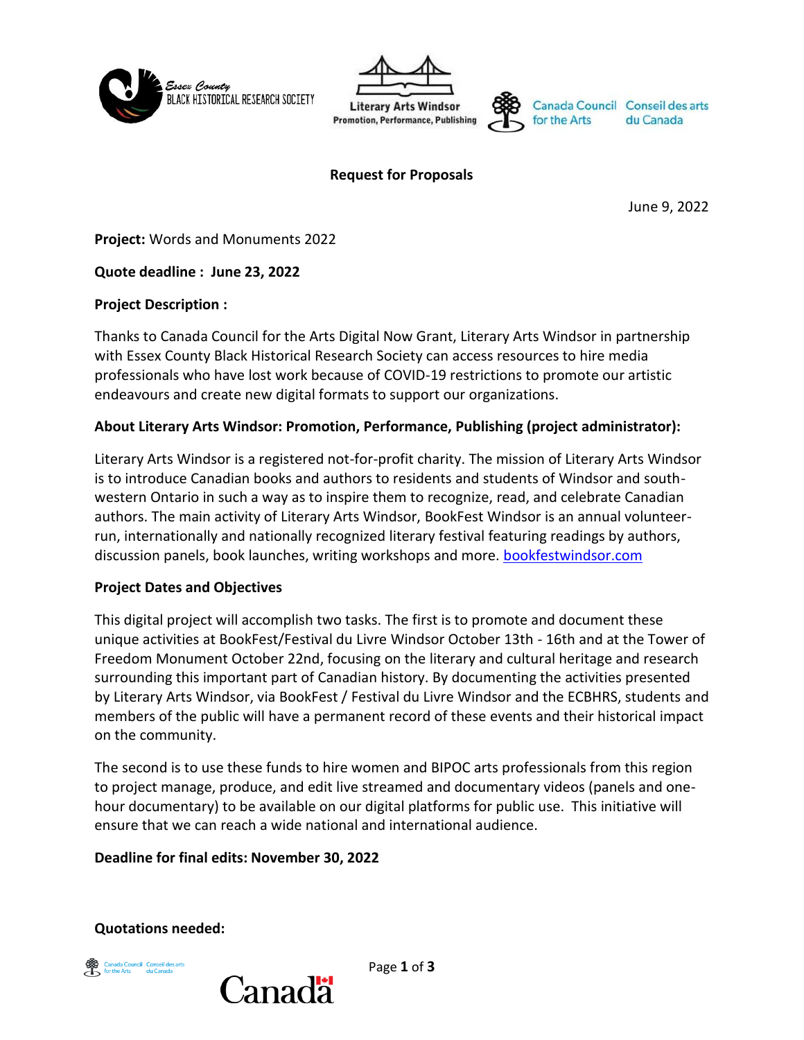**Request for Proposals**

June 9, 2022

**Project:** Words and Monuments 2022

**Quote deadline : June 23, 2022**

**Project Description :**

Thanks to Canada Council for the Arts Digital Now Grant, Literary Arts Windsor in partnership with Essex County Black Historical Research Society can access resources to hire media professionals who have lost work because of COVID-19 restrictions to promote our artistic endeavours and create new digital formats to support our organizations.

**About Literary Arts Windsor: Promotion, Performance, Publishing (project administrator):**

Literary Arts Windsor is a registered not-for-profit charity. The mission of Literary Arts Windsor is to introduce Canadian books and authors to residents and students of Windsor and south-western Ontario in such a way as to inspire them to recognize, read, and celebrate Canadian authors. The main activity of Literary Arts Windsor, BookFest Windsor is an annual volunteer-run, internationally and nationally recognized literary festival featuring readings by authors, discussion panels, book launches, writing workshops and more. bookfestwindsor.com

**Project Dates and Objectives**

This digital project will accomplish two tasks. The first is to promote and document these unique activities at BookFest/Festival du Livre Windsor October 13th - 16th and at the Tower of Freedom Monument October 22nd, focusing on the literary and cultural heritage and research surrounding this important part of Canadian history. By documenting the activities presented by Literary Arts Windsor, via BookFest / Festival du Livre Windsor and the ECBHRS, students and members of the public will have a permanent record of these events and their historical impact on the community.

The second is to use these funds to hire women and BIPOC arts professionals from this region to project manage, produce, and edit live streamed and documentary videos (panels and one-hour documentary) to be available on our digital platforms for public use. This initiative will ensure that we can reach a wide national and international audience.

**Deadline for final edits: November 30, 2022**

**Quotations needed:**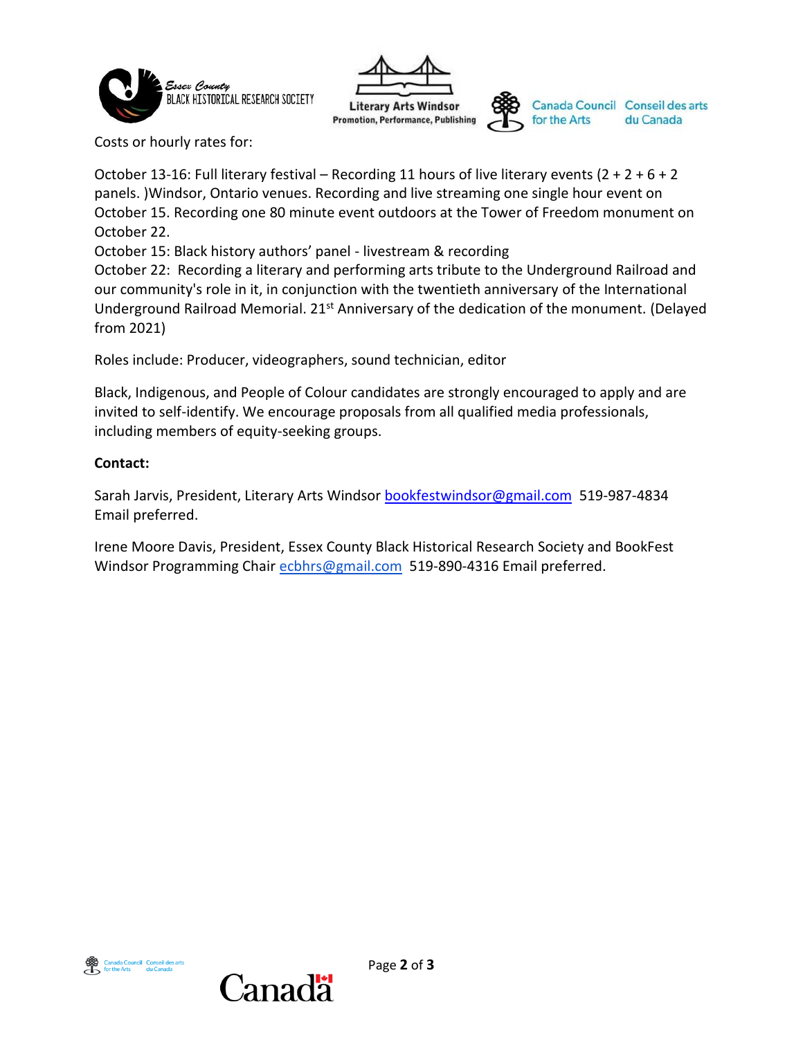Costs or hourly rates for:

October 13-16: Full literary festival – Recording 11 hours of live literary events (2 + 2 + 6 + 2 panels. )Windsor, Ontario venues. Recording and live streaming one single hour event on October 15. Recording one 80 minute event outdoors at the Tower of Freedom monument on October 22.
October 15: Black history authors' panel - livestream & recording
October 22: Recording a literary and performing arts tribute to the Underground Railroad and our community's role in it, in conjunction with the twentieth anniversary of the International Underground Railroad Memorial. 21st Anniversary of the dedication of the monument. (Delayed from 2021)

Roles include: Producer, videographers, sound technician, editor

Black, Indigenous, and People of Colour candidates are strongly encouraged to apply and are invited to self-identify. We encourage proposals from all qualified media professionals, including members of equity-seeking groups.

**Contact:**

Sarah Jarvis, President, Literary Arts Windsor bookfestwindsor@gmail.com 519-987-4834 Email preferred.

Irene Moore Davis, President, Essex County Black Historical Research Society and BookFest Windsor Programming Chair ecbhrs@gmail.com 519-890-4316 Email preferred.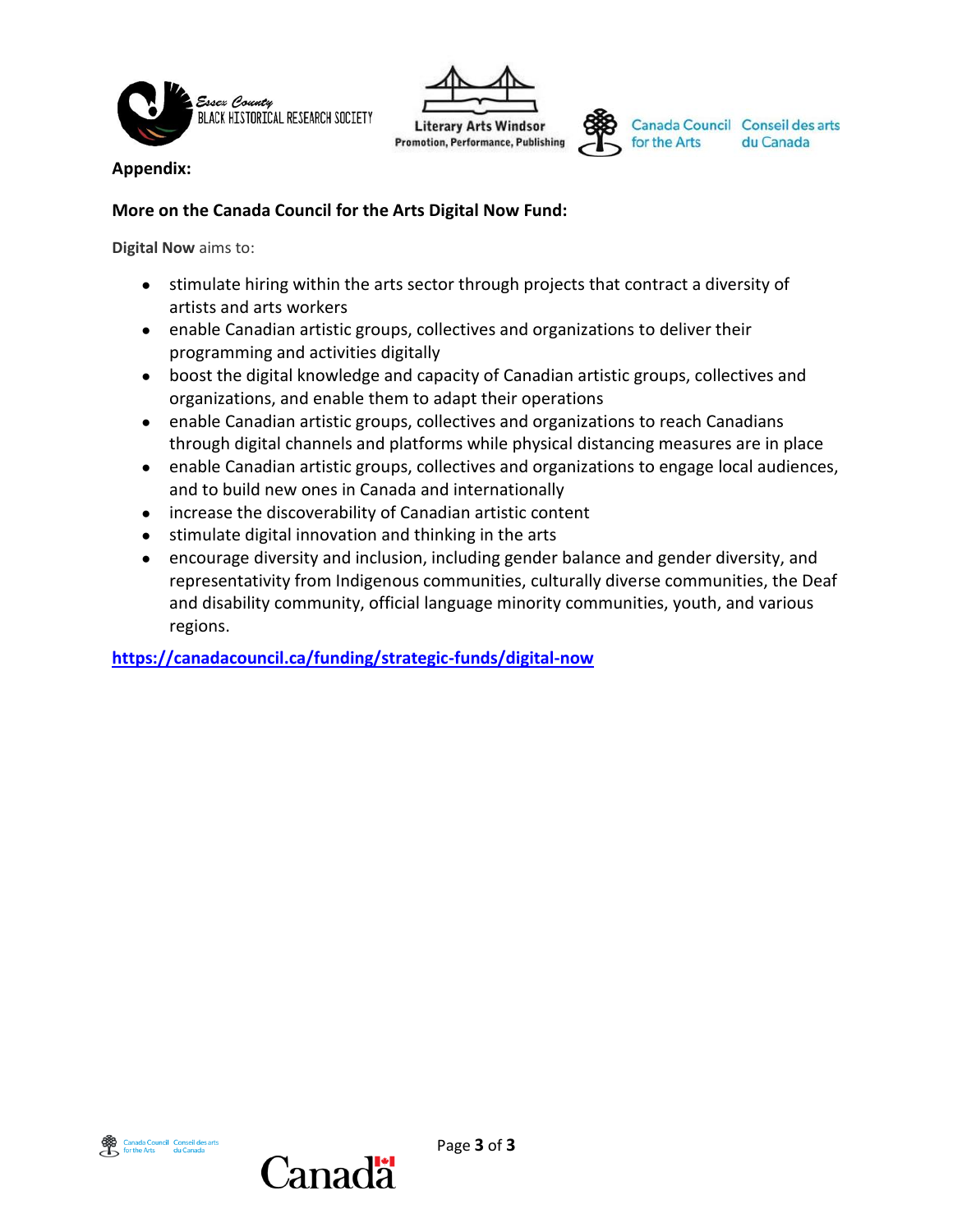**Appendix:**

**More on the Canada Council for the Arts Digital Now Fund:**

**Digital Now** aims to:

- stimulate hiring within the arts sector through projects that contract a diversity of artists and arts workers
- enable Canadian artistic groups, collectives and organizations to deliver their programming and activities digitally
- boost the digital knowledge and capacity of Canadian artistic groups, collectives and organizations, and enable them to adapt their operations
- enable Canadian artistic groups, collectives and organizations to reach Canadians through digital channels and platforms while physical distancing measures are in place
- enable Canadian artistic groups, collectives and organizations to engage local audiences, and to build new ones in Canada and internationally
- increase the discoverability of Canadian artistic content
- stimulate digital innovation and thinking in the arts
- encourage diversity and inclusion, including gender balance and gender diversity, and representativity from Indigenous communities, culturally diverse communities, the Deaf and disability community, official language minority communities, youth, and various regions.

**https://canadacouncil.ca/funding/strategic-funds/digital-now**